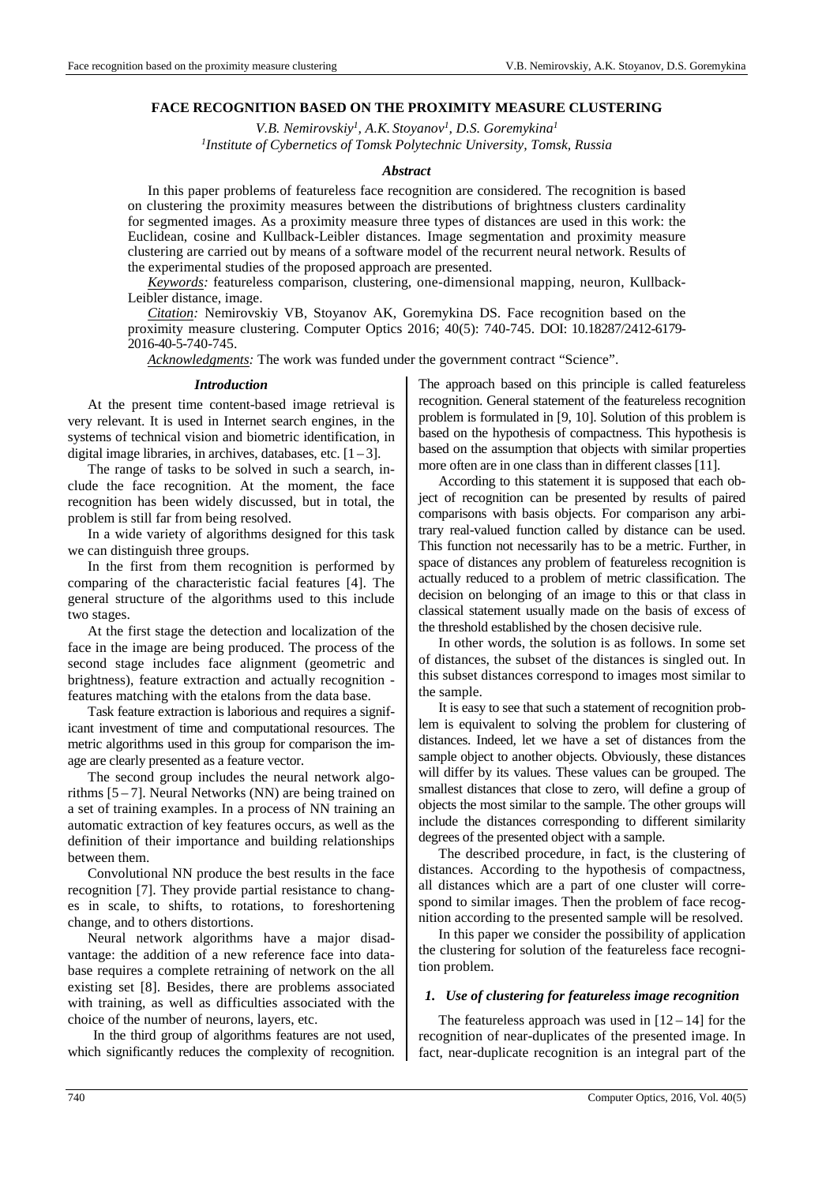# FACE RECOGNITION BASED ON THE PROXIMITY MEASURE CLUSTERING

*V.B. Nemirovskiy[1], A.K. Stoyanov[1], D.S. Goremykina[1]*
*[1]Institute of Cybernetics of Tomsk Polytechnic University, Tomsk, Russia*

### *Abstract*

In this paper problems of featureless face recognition are considered. The recognition is based on clustering the proximity measures between the distributions of brightness clusters cardinality for segmented images. As a proximity measure three types of distances are used in this work: the Euclidean, cosine and Kullback-Leibler distances. Image segmentation and proximity measure clustering are carried out by means of a software model of the recurrent neural network. Results of the experimental studies of the proposed approach are presented.

*Keywords:* featureless comparison, clustering, one-dimensional mapping, neuron, Kullback-Leibler distance, image.

*Citation:* Nemirovskiy VB, Stoyanov AK, Goremykina DS. Face recognition based on the proximity measure clustering. Computer Optics 2016; 40(5): 740-745. DOI: 10.18287/2412-6179-2016-40-5-740-745.

*Acknowledgments:* The work was funded under the government contract "Science".

### *Introduction*

At the present time content-based image retrieval is very relevant. It is used in Internet search engines, in the systems of technical vision and biometric identification, in digital image libraries, in archives, databases, etc. [1 – 3].

The range of tasks to be solved in such a search, include the face recognition. At the moment, the face recognition has been widely discussed, but in total, the problem is still far from being resolved.

In a wide variety of algorithms designed for this task we can distinguish three groups.

In the first from them recognition is performed by comparing of the characteristic facial features [4]. The general structure of the algorithms used to this include two stages.

At the first stage the detection and localization of the face in the image are being produced. The process of the second stage includes face alignment (geometric and brightness), feature extraction and actually recognition - features matching with the etalons from the data base.

Task feature extraction is laborious and requires a significant investment of time and computational resources. The metric algorithms used in this group for comparison the image are clearly presented as a feature vector.

The second group includes the neural network algorithms [5 – 7]. Neural Networks (NN) are being trained on a set of training examples. In a process of NN training an automatic extraction of key features occurs, as well as the definition of their importance and building relationships between them.

Convolutional NN produce the best results in the face recognition [7]. They provide partial resistance to changes in scale, to shifts, to rotations, to foreshortening change, and to others distortions.

Neural network algorithms have a major disadvantage: the addition of a new reference face into database requires a complete retraining of network on the all existing set [8]. Besides, there are problems associated with training, as well as difficulties associated with the choice of the number of neurons, layers, etc.

In the third group of algorithms features are not used, which significantly reduces the complexity of recognition. The approach based on this principle is called featureless recognition. General statement of the featureless recognition problem is formulated in [9, 10]. Solution of this problem is based on the hypothesis of compactness. This hypothesis is based on the assumption that objects with similar properties more often are in one class than in different classes [11].

According to this statement it is supposed that each object of recognition can be presented by results of paired comparisons with basis objects. For comparison any arbitrary real-valued function called by distance can be used. This function not necessarily has to be a metric. Further, in space of distances any problem of featureless recognition is actually reduced to a problem of metric classification. The decision on belonging of an image to this or that class in classical statement usually made on the basis of excess of the threshold established by the chosen decisive rule.

In other words, the solution is as follows. In some set of distances, the subset of the distances is singled out. In this subset distances correspond to images most similar to the sample.

It is easy to see that such a statement of recognition problem is equivalent to solving the problem for clustering of distances. Indeed, let we have a set of distances from the sample object to another objects. Obviously, these distances will differ by its values. These values can be grouped. The smallest distances that close to zero, will define a group of objects the most similar to the sample. The other groups will include the distances corresponding to different similarity degrees of the presented object with a sample.

The described procedure, in fact, is the clustering of distances. According to the hypothesis of compactness, all distances which are a part of one cluster will correspond to similar images. Then the problem of face recognition according to the presented sample will be resolved.

In this paper we consider the possibility of application the clustering for solution of the featureless face recognition problem.

### *1. Use of clustering for featureless image recognition*

The featureless approach was used in [12 – 14] for the recognition of near-duplicates of the presented image. In fact, near-duplicate recognition is an integral part of the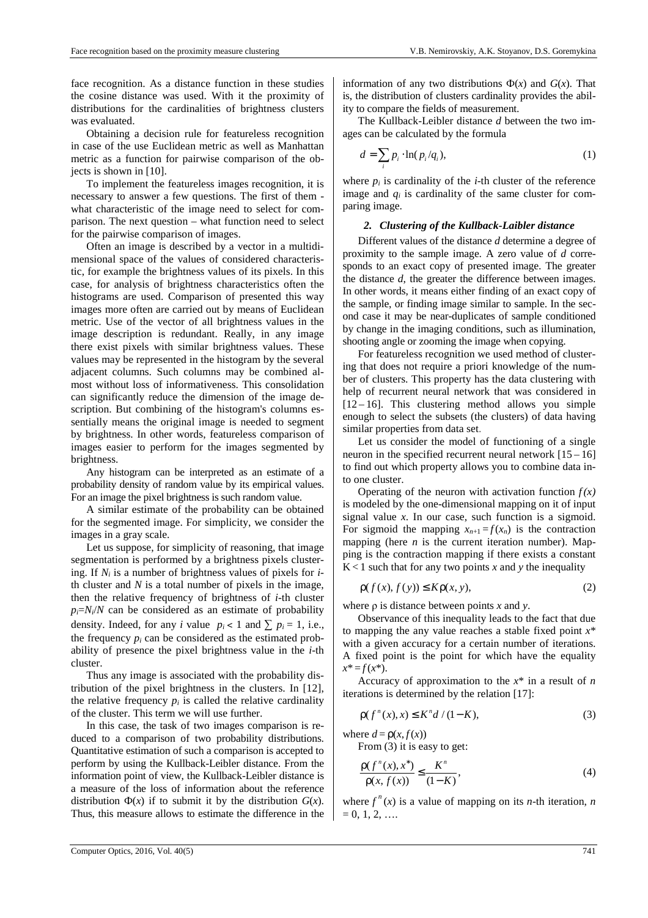face recognition. As a distance function in these studies the cosine distance was used. With it the proximity of distributions for the cardinalities of brightness clusters was evaluated.

Obtaining a decision rule for featureless recognition in case of the use Euclidean metric as well as Manhattan metric as a function for pairwise comparison of the objects is shown in [10].

To implement the featureless images recognition, it is necessary to answer a few questions. The first of them - what characteristic of the image need to select for comparison. The next question – what function need to select for the pairwise comparison of images.

Often an image is described by a vector in a multidimensional space of the values of considered characteristic, for example the brightness values of its pixels. In this case, for analysis of brightness characteristics often the histograms are used. Comparison of presented this way images more often are carried out by means of Euclidean metric. Use of the vector of all brightness values in the image description is redundant. Really, in any image there exist pixels with similar brightness values. These values may be represented in the histogram by the several adjacent columns. Such columns may be combined almost without loss of informativeness. This consolidation can significantly reduce the dimension of the image description. But combining of the histogram's columns essentially means the original image is needed to segment by brightness. In other words, featureless comparison of images easier to perform for the images segmented by brightness.

Any histogram can be interpreted as an estimate of a probability density of random value by its empirical values. For an image the pixel brightness is such random value.

A similar estimate of the probability can be obtained for the segmented image. For simplicity, we consider the images in a gray scale.

Let us suppose, for simplicity of reasoning, that image segmentation is performed by a brightness pixels clustering. If $N_i$ is a number of brightness values of pixels for $i$-th cluster and $N$ is a total number of pixels in the image, then the relative frequency of brightness of $i$-th cluster $p_i=N_i/N$ can be considered as an estimate of probability density. Indeed, for any $i$ value $p_i < 1$ and $\sum p_i = 1$, i.e., the frequency $p_i$ can be considered as the estimated probability of presence the pixel brightness value in the $i$-th cluster.

Thus any image is associated with the probability distribution of the pixel brightness in the clusters. In [12], the relative frequency $p_i$ is called the relative cardinality of the cluster. This term we will use further.

In this case, the task of two images comparison is reduced to a comparison of two probability distributions. Quantitative estimation of such a comparison is accepted to perform by using the Kullback-Leibler distance. From the information point of view, the Kullback-Leibler distance is a measure of the loss of information about the reference distribution $\Phi(x)$ if to submit it by the distribution $G(x)$. Thus, this measure allows to estimate the difference in the information of any two distributions $\Phi(x)$ and $G(x)$. That is, the distribution of clusters cardinality provides the ability to compare the fields of measurement.

The Kullback-Leibler distance $d$ between the two images can be calculated by the formula

$$d = \sum_i p_i \cdot \ln(p_i / q_i), \tag{1}$$

where $p_i$ is cardinality of the $i$-th cluster of the reference image and $q_i$ is cardinality of the same cluster for comparing image.

### *2. Clustering of the Kullback-Laibler distance*

Different values of the distance $d$ determine a degree of proximity to the sample image. A zero value of $d$ corresponds to an exact copy of presented image. The greater the distance $d$, the greater the difference between images. In other words, it means either finding of an exact copy of the sample, or finding image similar to sample. In the second case it may be near-duplicates of sample conditioned by change in the imaging conditions, such as illumination, shooting angle or zooming the image when copying.

For featureless recognition we used method of clustering that does not require a priori knowledge of the number of clusters. This property has the data clustering with help of recurrent neural network that was considered in [12 – 16]. This clustering method allows you simple enough to select the subsets (the clusters) of data having similar properties from data set.

Let us consider the model of functioning of a single neuron in the specified recurrent neural network [15 – 16] to find out which property allows you to combine data into one cluster.

Operating of the neuron with activation function $f(x)$ is modeled by the one-dimensional mapping on it of input signal value $x$. In our case, such function is a sigmoid. For sigmoid the mapping $x_{n+1} = f(x_n)$ is the contraction mapping (here $n$ is the current iteration number). Mapping is the contraction mapping if there exists a constant $K < 1$ such that for any two points $x$ and $y$ the inequality

$$\rho(f(x), f(y)) \le K\rho(x, y), \tag{2}$$

where $\rho$ is distance between points $x$ and $y$.

Observance of this inequality leads to the fact that due to mapping the any value reaches a stable fixed point $x^*$ with a given accuracy for a certain number of iterations. A fixed point is the point for which have the equality $x^* = f(x^*)$.

Accuracy of approximation to the $x^*$ in a result of $n$ iterations is determined by the relation [17]:

$$\rho(f^n(x), x) \le K^n d / (1 - K), \tag{3}$$

where $d = \rho(x, f(x))$

From (3) it is easy to get:

$$\frac{\rho(f^n(x), x^*)}{\rho(x, f(x))} \le \frac{K^n}{(1 - K)}, \tag{4}$$

where $f^n(x)$ is a value of mapping on its $n$-th iteration, $n = 0, 1, 2, \ldots$.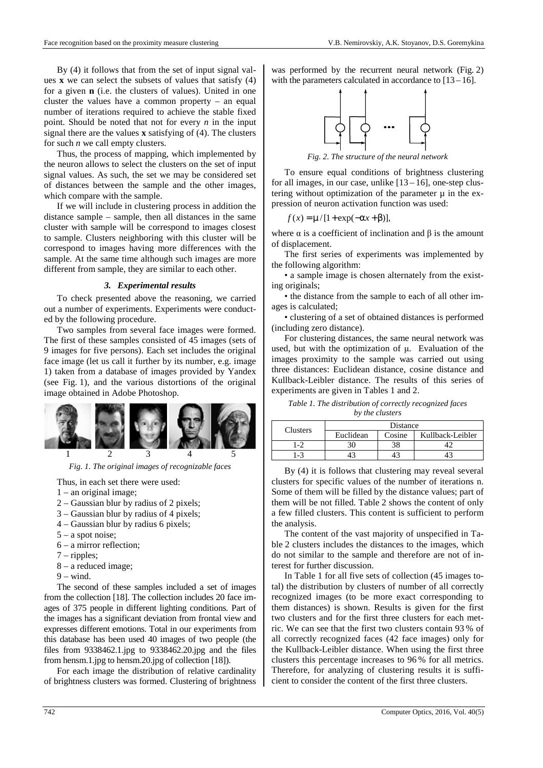By (4) it follows that from the set of input signal values **x** we can select the subsets of values that satisfy (4) for a given **n** (i.e. the clusters of values). United in one cluster the values have a common property – an equal number of iterations required to achieve the stable fixed point. Should be noted that not for every $n$ in the input signal there are the values **x** satisfying of (4). The clusters for such $n$ we call empty clusters.

Thus, the process of mapping, which implemented by the neuron allows to select the clusters on the set of input signal values. As such, the set we may be considered set of distances between the sample and the other images, which compare with the sample.

If we will include in clustering process in addition the distance sample – sample, then all distances in the same cluster with sample will be correspond to images closest to sample. Clusters neighboring with this cluster will be correspond to images having more differences with the sample. At the same time although such images are more different from sample, they are similar to each other.

### *3. Experimental results*

To check presented above the reasoning, we carried out a number of experiments. Experiments were conducted by the following procedure.

Two samples from several face images were formed. The first of these samples consisted of 45 images (sets of 9 images for five persons). Each set includes the original face image (let us call it further by its number, e.g. image 1) taken from a database of images provided by Yandex (see Fig. 1), and the various distortions of the original image obtained in Adobe Photoshop.

1 2 3 4 5

*Fig. 1. The original images of recognizable faces*

Thus, in each set there were used:

1 – an original image;
2 – Gaussian blur by radius of 2 pixels;
3 – Gaussian blur by radius of 4 pixels;
4 – Gaussian blur by radius 6 pixels;
5 – a spot noise;
6 – a mirror reflection;
7 – ripples;
8 – a reduced image;
9 – wind.

The second of these samples included a set of images from the collection [18]. The collection includes 20 face images of 375 people in different lighting conditions. Part of the images has a significant deviation from frontal view and expresses different emotions. Total in our experiments from this database has been used 40 images of two people (the files from 9338462.1.jpg to 9338462.20.jpg and the files from hensm.1.jpg to hensm.20.jpg of collection [18]).

For each image the distribution of relative cardinality of brightness clusters was formed. Clustering of brightness was performed by the recurrent neural network (Fig. 2) with the parameters calculated in accordance to [13 – 16].

*Fig. 2. The structure of the neural network*

To ensure equal conditions of brightness clustering for all images, in our case, unlike [13 – 16], one-step clustering without optimization of the parameter μ in the expression of neuron activation function was used:

$$f(x) = \mu / [1 + \exp(-\alpha x + \beta)],$$

where α is a coefficient of inclination and β is the amount of displacement.

The first series of experiments was implemented by the following algorithm:

• a sample image is chosen alternately from the existing originals;

• the distance from the sample to each of all other images is calculated;

• clustering of a set of obtained distances is performed (including zero distance).

For clustering distances, the same neural network was used, but with the optimization of μ. Evaluation of the images proximity to the sample was carried out using three distances: Euclidean distance, cosine distance and Kullback-Leibler distance. The results of this series of experiments are given in Tables 1 and 2.

*Table 1. The distribution of correctly recognized faces by the clusters*

| Clusters | Distance | | |
|---|---|---|---|
| | Euclidean | Cosine | Kullback-Leibler |
| 1-2 | 30 | 38 | 42 |
| 1-3 | 43 | 43 | 43 |

By (4) it is follows that clustering may reveal several clusters for specific values of the number of iterations n. Some of them will be filled by the distance values; part of them will be not filled. Table 2 shows the content of only a few filled clusters. This content is sufficient to perform the analysis.

The content of the vast majority of unspecified in Table 2 clusters includes the distances to the images, which do not similar to the sample and therefore are not of interest for further discussion.

In Table 1 for all five sets of collection (45 images total) the distribution by clusters of number of all correctly recognized images (to be more exact corresponding to them distances) is shown. Results is given for the first two clusters and for the first three clusters for each metric. We can see that the first two clusters contain 93 % of all correctly recognized faces (42 face images) only for the Kullback-Leibler distance. When using the first three clusters this percentage increases to 96 % for all metrics. Therefore, for analyzing of clustering results it is sufficient to consider the content of the first three clusters.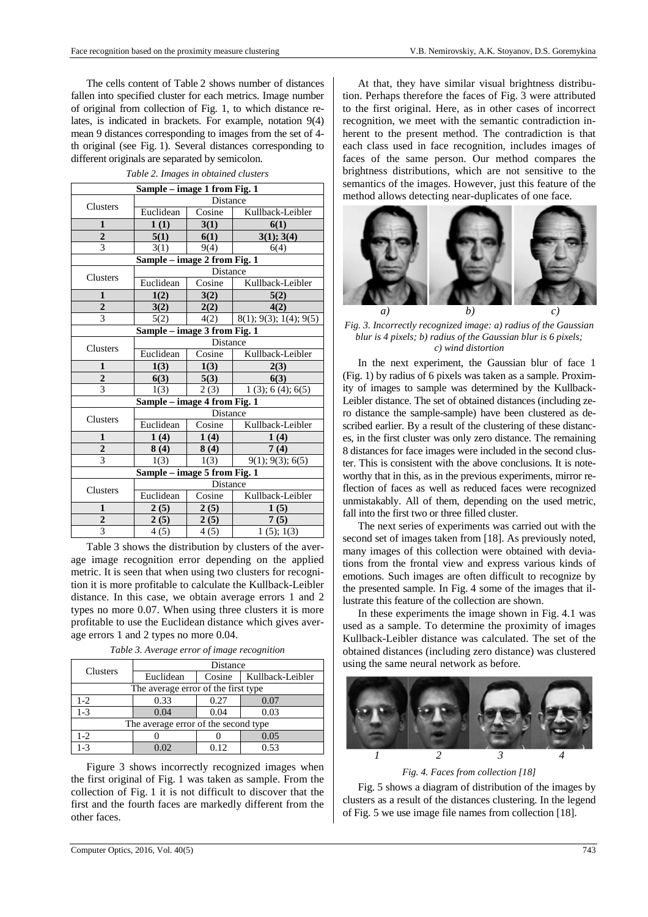The cells content of Table 2 shows number of distances fallen into specified cluster for each metrics. Image number of original from collection of Fig. 1, to which distance relates, is indicated in brackets. For example, notation 9(4) mean 9 distances corresponding to images from the set of 4-th original (see Fig. 1). Several distances corresponding to different originals are separated by semicolon.

*Table 2. Images in obtained clusters*

| Clusters | Distance | | |
|---|---|---|---|
| **Sample – image 1 from Fig. 1** | | | |
| | Euclidean | Cosine | Kullback-Leibler |
| **1** | **1 (1)** | **3(1)** | **6(1)** |
| **2** | **5(1)** | **6(1)** | **3(1); 3(4)** |
| 3 | 3(1) | 9(4) | 6(4) |
| **Sample – image 2 from Fig. 1** | | | |
| | Euclidean | Cosine | Kullback-Leibler |
| **1** | **1(2)** | **3(2)** | **5(2)** |
| **2** | **3(2)** | **2(2)** | **4(2)** |
| 3 | 5(2) | 4(2) | 8(1); 9(3); 1(4); 9(5) |
| **Sample – image 3 from Fig. 1** | | | |
| | Euclidean | Cosine | Kullback-Leibler |
| **1** | **1(3)** | **1(3)** | **2(3)** |
| **2** | **6(3)** | **5(3)** | **6(3)** |
| 3 | 1(3) | 2 (3) | 1 (3); 6 (4); 6(5) |
| **Sample – image 4 from Fig. 1** | | | |
| | Euclidean | Cosine | Kullback-Leibler |
| **1** | **1 (4)** | **1 (4)** | **1 (4)** |
| **2** | **8 (4)** | **8 (4)** | **7 (4)** |
| 3 | 1(3) | 1(3) | 9(1); 9(3); 6(5) |
| **Sample – image 5 from Fig. 1** | | | |
| | Euclidean | Cosine | Kullback-Leibler |
| **1** | **2 (5)** | **2 (5)** | **1 (5)** |
| **2** | **2 (5)** | **2 (5)** | **7 (5)** |
| 3 | 4 (5) | 4 (5) | 1 (5); 1(3) |

Table 3 shows the distribution by clusters of the average image recognition error depending on the applied metric. It is seen that when using two clusters for recognition it is more profitable to calculate the Kullback-Leibler distance. In this case, we obtain average errors 1 and 2 types no more 0.07. When using three clusters it is more profitable to use the Euclidean distance which gives average errors 1 and 2 types no more 0.04.

*Table 3. Average error of image recognition*

| Clusters | Distance | | |
|---|---|---|---|
| | Euclidean | Cosine | Kullback-Leibler |
| The average error of the first type | | | |
| 1-2 | 0.33 | 0.27 | 0.07 |
| 1-3 | 0.04 | 0.04 | 0.03 |
| The average error of the second type | | | |
| 1-2 | 0 | 0 | 0.05 |
| 1-3 | 0.02 | 0.12 | 0.53 |

Figure 3 shows incorrectly recognized images when the first original of Fig. 1 was taken as sample. From the collection of Fig. 1 it is not difficult to discover that the first and the fourth faces are markedly different from the other faces.

At that, they have similar visual brightness distribution. Perhaps therefore the faces of Fig. 3 were attributed to the first original. Here, as in other cases of incorrect recognition, we meet with the semantic contradiction inherent to the present method. The contradiction is that each class used in face recognition, includes images of faces of the same person. Our method compares the brightness distributions, which are not sensitive to the semantics of the images. However, just this feature of the method allows detecting near-duplicates of one face.

*a) b) c)*

*Fig. 3. Incorrectly recognized image: a) radius of the Gaussian blur is 4 pixels; b) radius of the Gaussian blur is 6 pixels; c) wind distortion*

In the next experiment, the Gaussian blur of face 1 (Fig. 1) by radius of 6 pixels was taken as a sample. Proximity of images to sample was determined by the Kullback-Leibler distance. The set of obtained distances (including zero distance the sample-sample) have been clustered as described earlier. By a result of the clustering of these distances, in the first cluster was only zero distance. The remaining 8 distances for face images were included in the second cluster. This is consistent with the above conclusions. It is noteworthy that in this, as in the previous experiments, mirror reflection of faces as well as reduced faces were recognized unmistakably. All of them, depending on the used metric, fall into the first two or three filled cluster.

The next series of experiments was carried out with the second set of images taken from [18]. As previously noted, many images of this collection were obtained with deviations from the frontal view and express various kinds of emotions. Such images are often difficult to recognize by the presented sample. In Fig. 4 some of the images that illustrate this feature of the collection are shown.

In these experiments the image shown in Fig. 4.1 was used as a sample. To determine the proximity of images Kullback-Leibler distance was calculated. The set of the obtained distances (including zero distance) was clustered using the same neural network as before.

*1 2 3 4*

*Fig. 4. Faces from collection [18]*

Fig. 5 shows a diagram of distribution of the images by clusters as a result of the distances clustering. In the legend of Fig. 5 we use image file names from collection [18].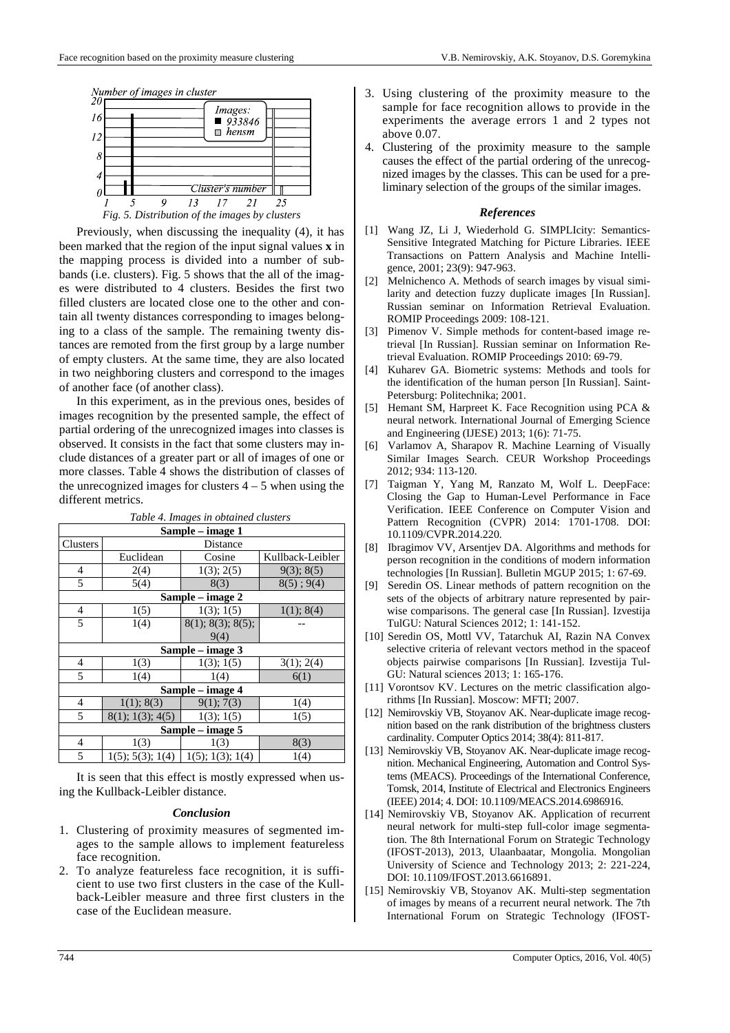Fig. 5. Distribution of the images by clusters

Previously, when discussing the inequality (4), it has been marked that the region of the input signal values **x** in the mapping process is divided into a number of subbands (i.e. clusters). Fig. 5 shows that the all of the images were distributed to 4 clusters. Besides the first two filled clusters are located close one to the other and contain all twenty distances corresponding to images belonging to a class of the sample. The remaining twenty distances are remoted from the first group by a large number of empty clusters. At the same time, they are also located in two neighboring clusters and correspond to the images of another face (of another class).

In this experiment, as in the previous ones, besides of images recognition by the presented sample, the effect of partial ordering of the unrecognized images into classes is observed. It consists in the fact that some clusters may include distances of a greater part or all of images of one or more classes. Table 4 shows the distribution of classes of the unrecognized images for clusters 4 – 5 when using the different metrics.

*Table 4. Images in obtained clusters*

| Clusters | Distance | | |
|---|---|---|---|
| **Sample – image 1** | | | |
| | Euclidean | Cosine | Kullback-Leibler |
| 4 | 2(4) | 1(3); 2(5) | 9(3); 8(5) |
| 5 | 5(4) | 8(3) | 8(5) ; 9(4) |
| **Sample – image 2** | | | |
| 4 | 1(5) | 1(3); 1(5) | 1(1); 8(4) |
| 5 | 1(4) | 8(1); 8(3); 8(5); 9(4) | -- |
| **Sample – image 3** | | | |
| 4 | 1(3) | 1(3); 1(5) | 3(1); 2(4) |
| 5 | 1(4) | 1(4) | 6(1) |
| **Sample – image 4** | | | |
| 4 | 1(1); 8(3) | 9(1); 7(3) | 1(4) |
| 5 | 8(1); 1(3); 4(5) | 1(3); 1(5) | 1(5) |
| **Sample – image 5** | | | |
| 4 | 1(3) | 1(3) | 8(3) |
| 5 | 1(5); 5(3); 1(4) | 1(5); 1(3); 1(4) | 1(4) |

It is seen that this effect is mostly expressed when using the Kullback-Leibler distance.

### Conclusion

1. Clustering of proximity measures of segmented images to the sample allows to implement featureless face recognition.
2. To analyze featureless face recognition, it is sufficient to use two first clusters in the case of the Kullback-Leibler measure and three first clusters in the case of the Euclidean measure.
3. Using clustering of the proximity measure to the sample for face recognition allows to provide in the experiments the average errors 1 and 2 types not above 0.07.
4. Clustering of the proximity measure to the sample causes the effect of the partial ordering of the unrecognized images by the classes. This can be used for a preliminary selection of the groups of the similar images.

### References

[1] Wang JZ, Li J, Wiederhold G. SIMPLIcity: Semantics-Sensitive Integrated Matching for Picture Libraries. IEEE Transactions on Pattern Analysis and Machine Intelligence, 2001; 23(9): 947-963.

[2] Melnichenco A. Methods of search images by visual similarity and detection fuzzy duplicate images [In Russian]. Russian seminar on Information Retrieval Evaluation. ROMIP Proceedings 2009: 108-121.

[3] Pimenov V. Simple methods for content-based image retrieval [In Russian]. Russian seminar on Information Retrieval Evaluation. ROMIP Proceedings 2010: 69-79.

[4] Kuharev GA. Biometric systems: Methods and tools for the identification of the human person [In Russian]. Saint-Petersburg: Politechnika; 2001.

[5] Hemant SM, Harpreet K. Face Recognition using PCA & neural network. International Journal of Emerging Science and Engineering (IJESE) 2013; 1(6): 71-75.

[6] Varlamov A, Sharapov R. Machine Learning of Visually Similar Images Search. CEUR Workshop Proceedings 2012; 934: 113-120.

[7] Taigman Y, Yang M, Ranzato M, Wolf L. DeepFace: Closing the Gap to Human-Level Performance in Face Verification. IEEE Conference on Computer Vision and Pattern Recognition (CVPR) 2014: 1701-1708. DOI: 10.1109/CVPR.2014.220.

[8] Ibragimov VV, Arsentjev DA. Algorithms and methods for person recognition in the conditions of modern information technologies [In Russian]. Bulletin MGUP 2015; 1: 67-69.

[9] Seredin OS. Linear methods of pattern recognition on the sets of the objects of arbitrary nature represented by pairwise comparisons. The general case [In Russian]. Izvestija TulGU: Natural Sciences 2012; 1: 141-152.

[10] Seredin OS, Mottl VV, Tatarchuk AI, Razin NA Convex selective criteria of relevant vectors method in the spaceof objects pairwise comparisons [In Russian]. Izvestija TulGU: Natural sciences 2013; 1: 165-176.

[11] Vorontsov KV. Lectures on the metric classification algorithms [In Russian]. Moscow: MFTI; 2007.

[12] Nemirovskiy VB, Stoyanov AK. Near-duplicate image recognition based on the rank distribution of the brightness clusters cardinality. Computer Optics 2014; 38(4): 811-817.

[13] Nemirovskiy VB, Stoyanov AK. Near-duplicate image recognition. Mechanical Engineering, Automation and Control Systems (MEACS). Proceedings of the International Conference, Tomsk, 2014, Institute of Electrical and Electronics Engineers (IEEE) 2014; 4. DOI: 10.1109/MEACS.2014.6986916.

[14] Nemirovskiy VB, Stoyanov AK. Application of recurrent neural network for multi-step full-color image segmentation. The 8th International Forum on Strategic Technology (IFOST-2013), 2013, Ulaanbaatar, Mongolia. Mongolian University of Science and Technology 2013; 2: 221-224, DOI: 10.1109/IFOST.2013.6616891.

[15] Nemirovskiy VB, Stoyanov AK. Multi-step segmentation of images by means of a recurrent neural network. The 7th International Forum on Strategic Technology (IFOST-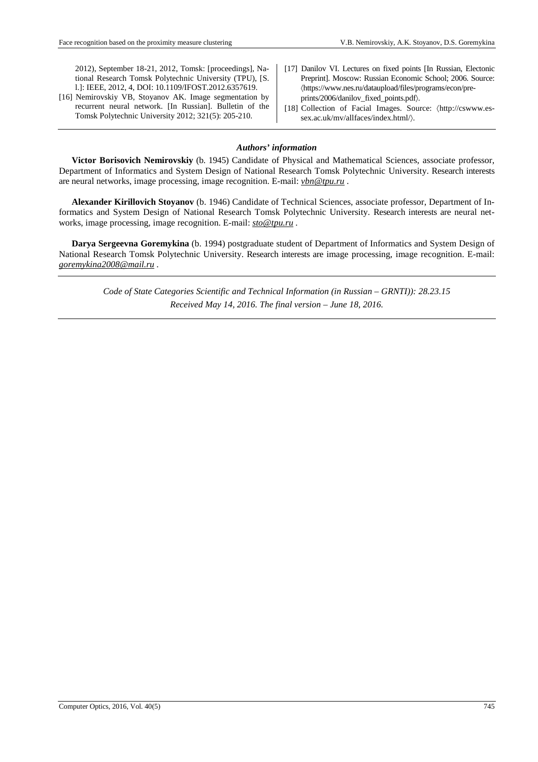2012), September 18-21, 2012, Tomsk: [proceedings], National Research Tomsk Polytechnic University (TPU), [S. l.]: IEEE, 2012, 4, DOI: 10.1109/IFOST.2012.6357619.

[16] Nemirovskiy VB, Stoyanov AK. Image segmentation by recurrent neural network. [In Russian]. Bulletin of the Tomsk Polytechnic University 2012; 321(5): 205-210.

[17] Danilov VI. Lectures on fixed points [In Russian, Electonic Preprint]. Moscow: Russian Economic School; 2006. Source: ⟨https://www.nes.ru/dataupload/files/programs/econ/preprints/2006/danilov_fixed_points.pdf⟩.

[18] Collection of Facial Images. Source: ⟨http://cswww.essex.ac.uk/mv/allfaces/index.html/⟩.

### *Authors' information*

**Victor Borisovich Nemirovskiy** (b. 1945) Candidate of Physical and Mathematical Sciences, associate professor, Department of Informatics and System Design of National Research Tomsk Polytechnic University. Research interests are neural networks, image processing, image recognition. E-mail: *vbn@tpu.ru* .

**Alexander Kirillovich Stoyanov** (b. 1946) Candidate of Technical Sciences, associate professor, Department of Informatics and System Design of National Research Tomsk Polytechnic University. Research interests are neural networks, image processing, image recognition. E-mail: *sto@tpu.ru* .

**Darya Sergeevna Goremykina** (b. 1994) postgraduate student of Department of Informatics and System Design of National Research Tomsk Polytechnic University. Research interests are image processing, image recognition. E-mail: *goremykina2008@mail.ru* .

*Code of State Categories Scientific and Technical Information (in Russian – GRNTI)): 28.23.15*
*Received May 14, 2016. The final version – June 18, 2016.*